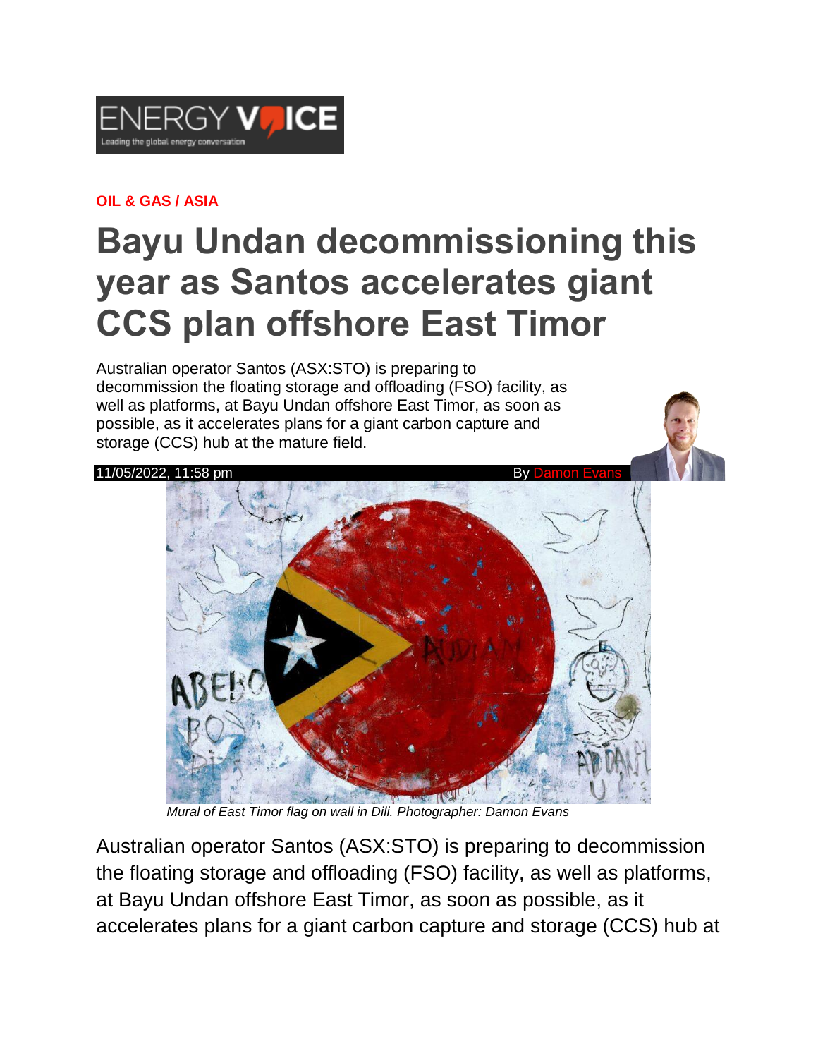ENERGY VOICE
Leading the global energy conversation

**OIL & GAS / ASIA**

# Bayu Undan decommissioning this year as Santos accelerates giant CCS plan offshore East Timor

Australian operator Santos (ASX:STO) is preparing to decommission the floating storage and offloading (FSO) facility, as well as platforms, at Bayu Undan offshore East Timor, as soon as possible, as it accelerates plans for a giant carbon capture and storage (CCS) hub at the mature field.

11/05/2022, 11:58 pm By Damon Evans

*Mural of East Timor flag on wall in Dili. Photographer: Damon Evans*

Australian operator Santos (ASX:STO) is preparing to decommission the floating storage and offloading (FSO) facility, as well as platforms, at Bayu Undan offshore East Timor, as soon as possible, as it accelerates plans for a giant carbon capture and storage (CCS) hub at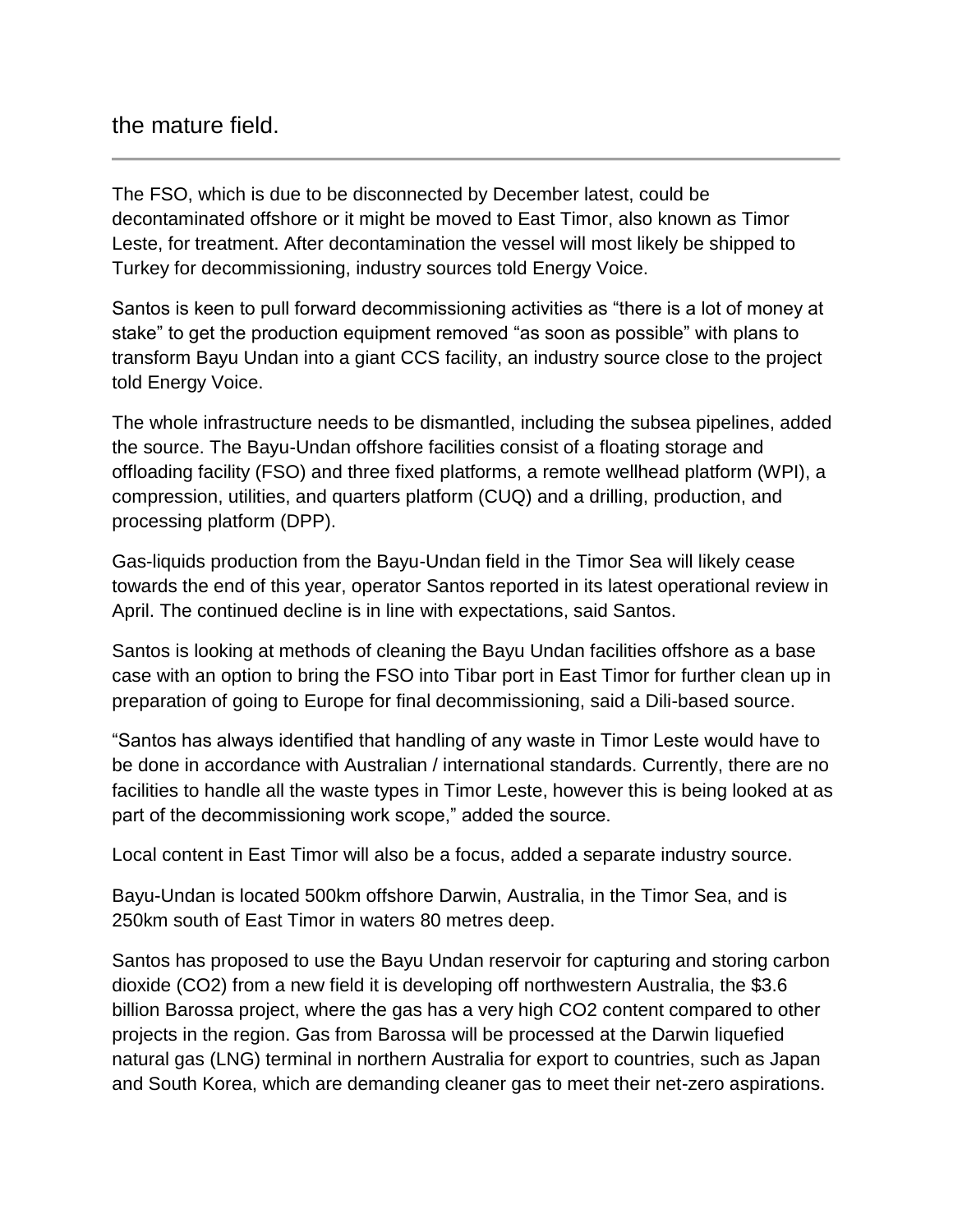the mature field.

---

The FSO, which is due to be disconnected by December latest, could be decontaminated offshore or it might be moved to East Timor, also known as Timor Leste, for treatment. After decontamination the vessel will most likely be shipped to Turkey for decommissioning, industry sources told Energy Voice.

Santos is keen to pull forward decommissioning activities as "there is a lot of money at stake" to get the production equipment removed "as soon as possible" with plans to transform Bayu Undan into a giant CCS facility, an industry source close to the project told Energy Voice.

The whole infrastructure needs to be dismantled, including the subsea pipelines, added the source. The Bayu-Undan offshore facilities consist of a floating storage and offloading facility (FSO) and three fixed platforms, a remote wellhead platform (WPI), a compression, utilities, and quarters platform (CUQ) and a drilling, production, and processing platform (DPP).

Gas-liquids production from the Bayu-Undan field in the Timor Sea will likely cease towards the end of this year, operator Santos reported in its latest operational review in April. The continued decline is in line with expectations, said Santos.

Santos is looking at methods of cleaning the Bayu Undan facilities offshore as a base case with an option to bring the FSO into Tibar port in East Timor for further clean up in preparation of going to Europe for final decommissioning, said a Dili-based source.

"Santos has always identified that handling of any waste in Timor Leste would have to be done in accordance with Australian / international standards. Currently, there are no facilities to handle all the waste types in Timor Leste, however this is being looked at as part of the decommissioning work scope," added the source.

Local content in East Timor will also be a focus, added a separate industry source.

Bayu-Undan is located 500km offshore Darwin, Australia, in the Timor Sea, and is 250km south of East Timor in waters 80 metres deep.

Santos has proposed to use the Bayu Undan reservoir for capturing and storing carbon dioxide ($CO_2$) from a new field it is developing off northwestern Australia, the $3.6 billion Barossa project, where the gas has a very high $CO_2$ content compared to other projects in the region. Gas from Barossa will be processed at the Darwin liquefied natural gas (LNG) terminal in northern Australia for export to countries, such as Japan and South Korea, which are demanding cleaner gas to meet their net-zero aspirations.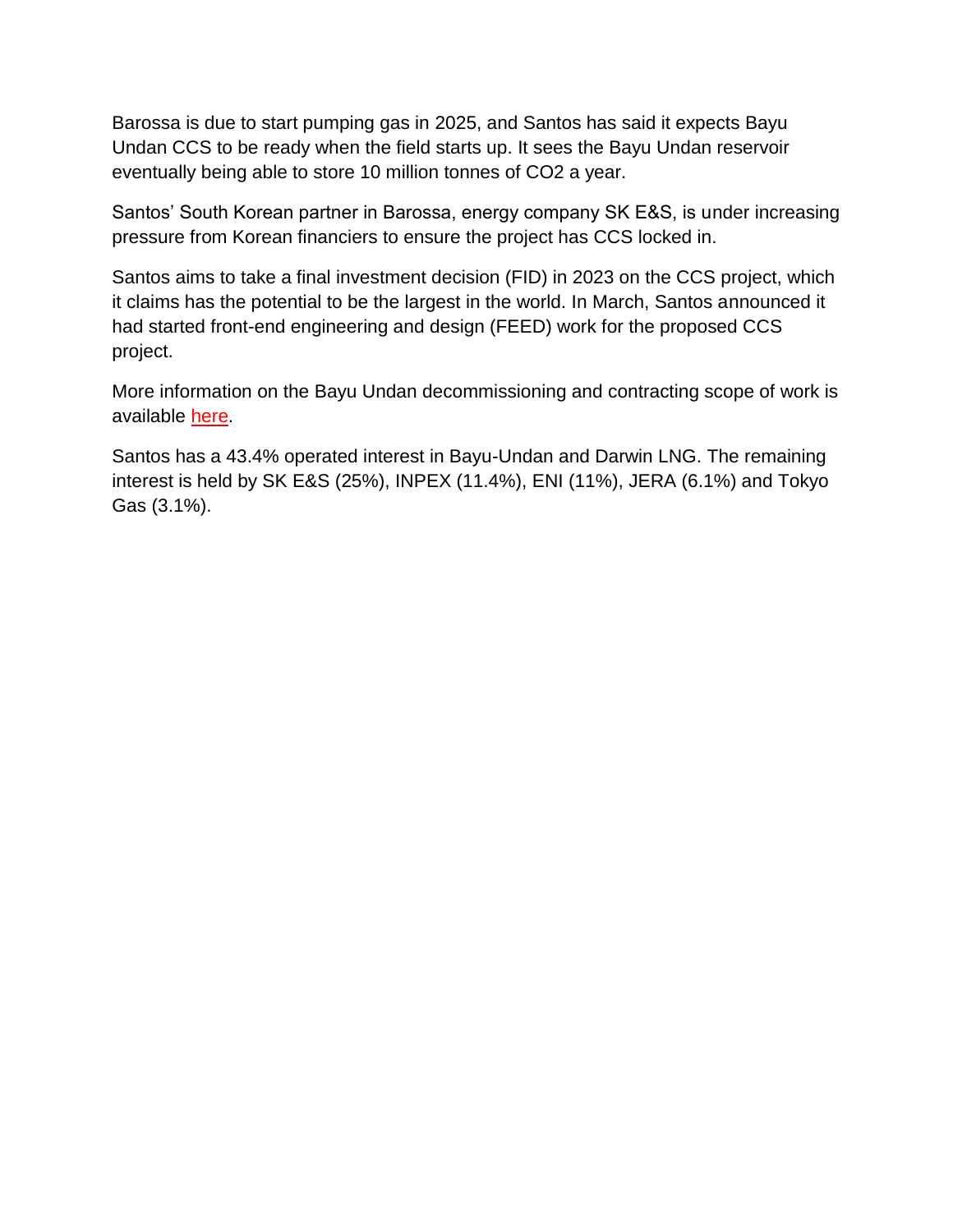Barossa is due to start pumping gas in 2025, and Santos has said it expects Bayu Undan CCS to be ready when the field starts up. It sees the Bayu Undan reservoir eventually being able to store 10 million tonnes of $CO_2$ a year.

Santos' South Korean partner in Barossa, energy company SK E&S, is under increasing pressure from Korean financiers to ensure the project has CCS locked in.

Santos aims to take a final investment decision (FID) in 2023 on the CCS project, which it claims has the potential to be the largest in the world. In March, Santos announced it had started front-end engineering and design (FEED) work for the proposed CCS project.

More information on the Bayu Undan decommissioning and contracting scope of work is available here.

Santos has a 43.4% operated interest in Bayu-Undan and Darwin LNG. The remaining interest is held by SK E&S (25%), INPEX (11.4%), ENI (11%), JERA (6.1%) and Tokyo Gas (3.1%).